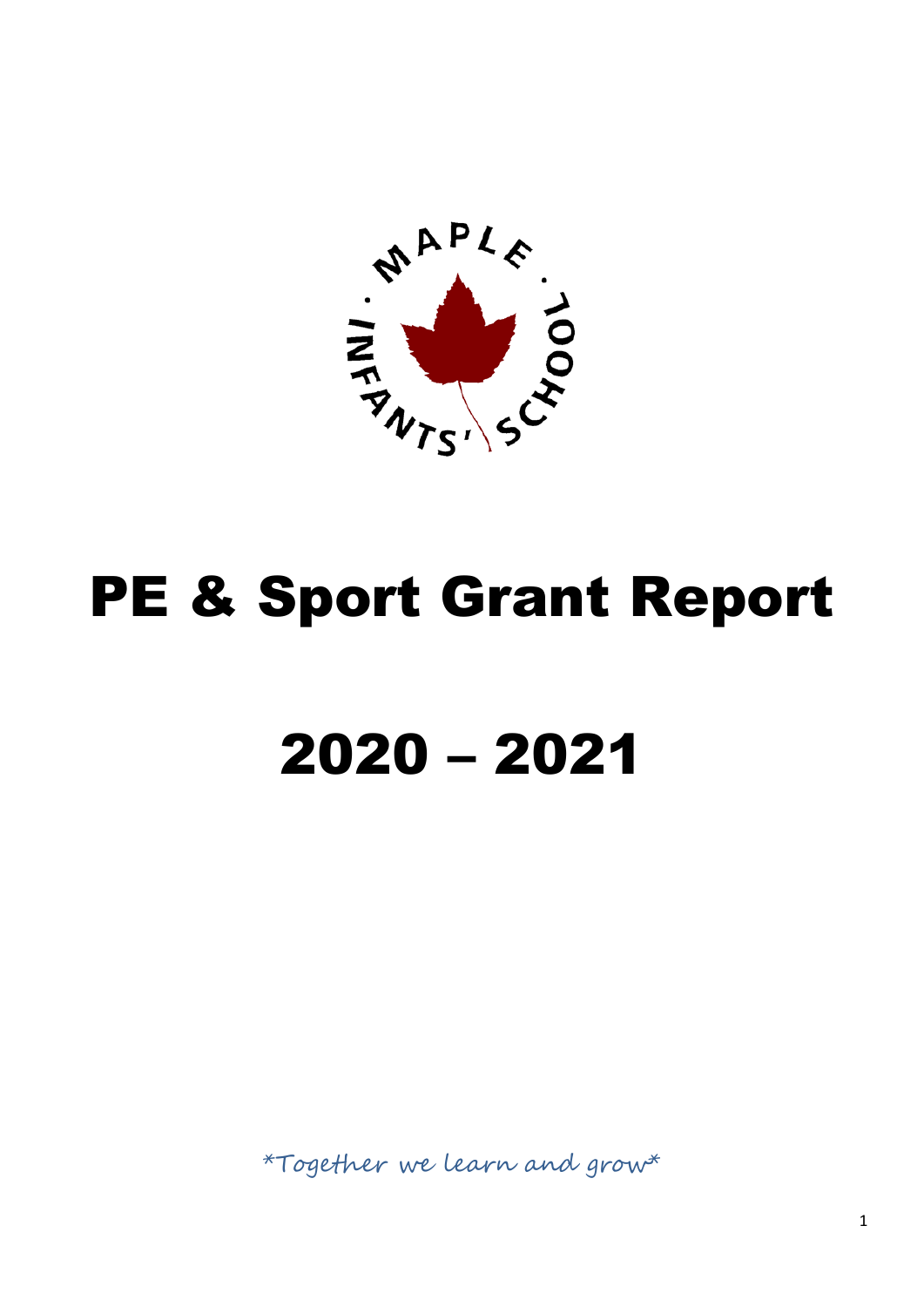MAPLE · INFANTS' SCHOOL ·

# PE & Sport Grant Report

# 2020 – 2021

*Together we learn and grow*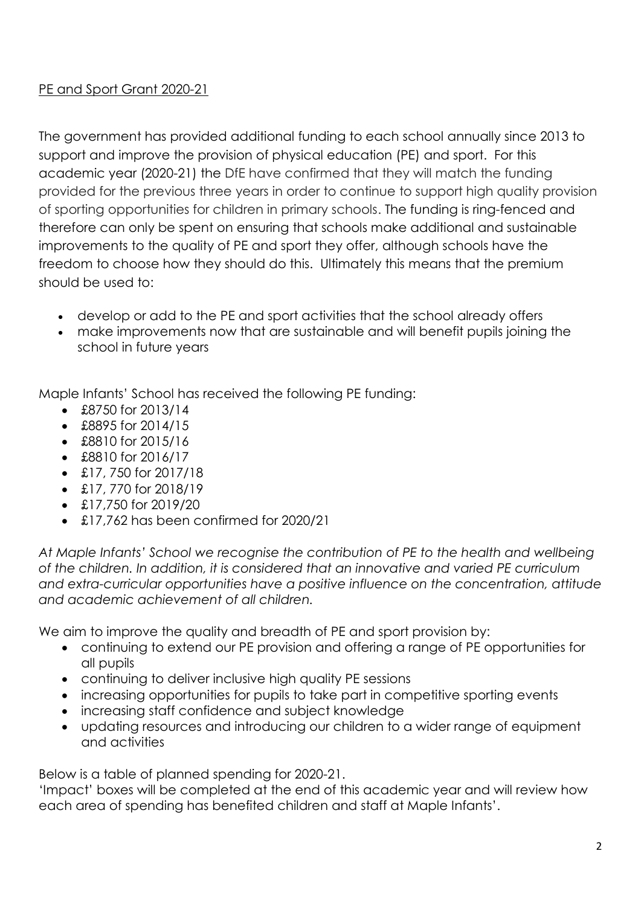## PE and Sport Grant 2020-21

The government has provided additional funding to each school annually since 2013 to support and improve the provision of physical education (PE) and sport. For this academic year (2020-21) the DfE have confirmed that they will match the funding provided for the previous three years in order to continue to support high quality provision of sporting opportunities for children in primary schools. The funding is ring-fenced and therefore can only be spent on ensuring that schools make additional and sustainable improvements to the quality of PE and sport they offer, although schools have the freedom to choose how they should do this. Ultimately this means that the premium should be used to:

- develop or add to the PE and sport activities that the school already offers
- make improvements now that are sustainable and will benefit pupils joining the school in future years

Maple Infants' School has received the following PE funding:

- £8750 for 2013/14
- £8895 for 2014/15
- £8810 for 2015/16
- £8810 for 2016/17
- £17, 750 for 2017/18
- £17, 770 for 2018/19
- £17,750 for 2019/20
- £17,762 has been confirmed for 2020/21

*At Maple Infants' School we recognise the contribution of PE to the health and wellbeing of the children. In addition, it is considered that an innovative and varied PE curriculum and extra-curricular opportunities have a positive influence on the concentration, attitude and academic achievement of all children.*

We aim to improve the quality and breadth of PE and sport provision by:

- continuing to extend our PE provision and offering a range of PE opportunities for all pupils
- continuing to deliver inclusive high quality PE sessions
- increasing opportunities for pupils to take part in competitive sporting events
- increasing staff confidence and subject knowledge
- updating resources and introducing our children to a wider range of equipment and activities

Below is a table of planned spending for 2020-21.
'Impact' boxes will be completed at the end of this academic year and will review how each area of spending has benefited children and staff at Maple Infants'.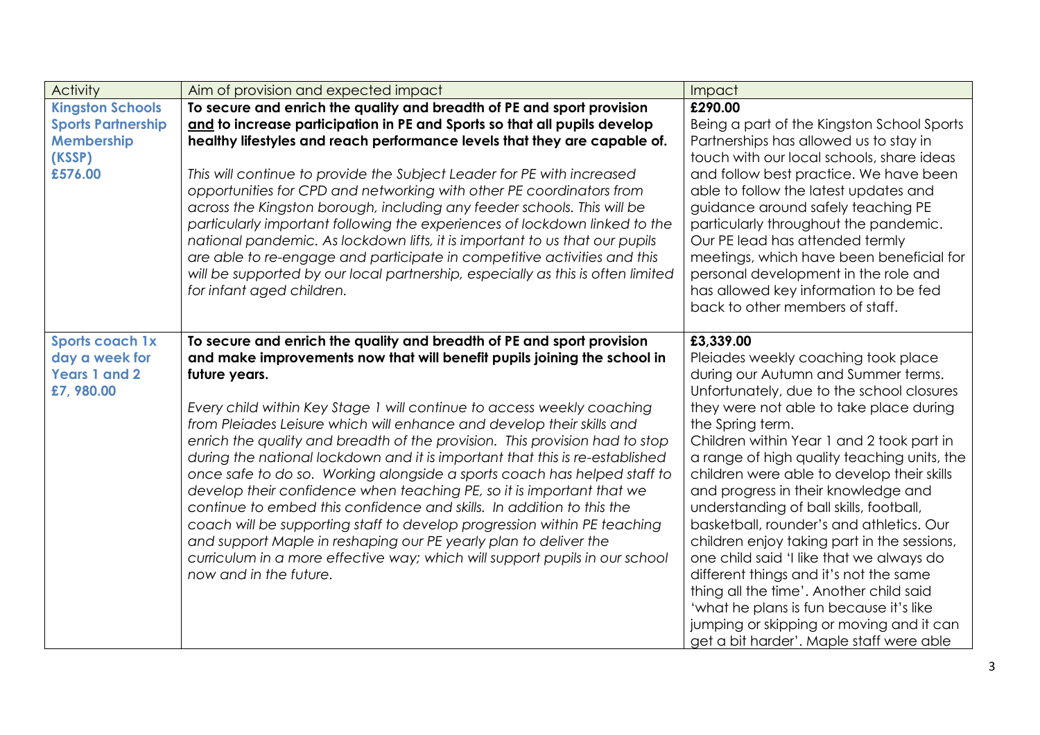| Activity | Aim of provision and expected impact | Impact |
|---|---|---|
| **Kingston Schools Sports Partnership Membership (KSSP) £576.00** | **To secure and enrich the quality and breadth of PE and sport provision <u>and</u> to increase participation in PE and Sports so that all pupils develop healthy lifestyles and reach performance levels that they are capable of.**<br><br>*This will continue to provide the Subject Leader for PE with increased opportunities for CPD and networking with other PE coordinators from across the Kingston borough, including any feeder schools. This will be particularly important following the experiences of lockdown linked to the national pandemic. As lockdown lifts, it is important to us that our pupils are able to re-engage and participate in competitive activities and this will be supported by our local partnership, especially as this is often limited for infant aged children.* | **£290.00**<br>Being a part of the Kingston School Sports Partnerships has allowed us to stay in touch with our local schools, share ideas and follow best practice. We have been able to follow the latest updates and guidance around safely teaching PE particularly throughout the pandemic. Our PE lead has attended termly meetings, which have been beneficial for personal development in the role and has allowed key information to be fed back to other members of staff. |
| **Sports coach 1x day a week for Years 1 and 2 £7, 980.00** | **To secure and enrich the quality and breadth of PE and sport provision and make improvements now that will benefit pupils joining the school in future years.**<br><br>*Every child within Key Stage 1 will continue to access weekly coaching from Pleiades Leisure which will enhance and develop their skills and enrich the quality and breadth of the provision. This provision had to stop during the national lockdown and it is important that this is re-established once safe to do so. Working alongside a sports coach has helped staff to develop their confidence when teaching PE, so it is important that we continue to embed this confidence and skills. In addition to this the coach will be supporting staff to develop progression within PE teaching and support Maple in reshaping our PE yearly plan to deliver the curriculum in a more effective way; which will support pupils in our school now and in the future.* | **£3,339.00**<br>Pleiades weekly coaching took place during our Autumn and Summer terms. Unfortunately, due to the school closures they were not able to take place during the Spring term.<br>Children within Year 1 and 2 took part in a range of high quality teaching units, the children were able to develop their skills and progress in their knowledge and understanding of ball skills, football, basketball, rounder's and athletics. Our children enjoy taking part in the sessions, one child said 'I like that we always do different things and it's not the same thing all the time'. Another child said 'what he plans is fun because it's like jumping or skipping or moving and it can get a bit harder'. Maple staff were able |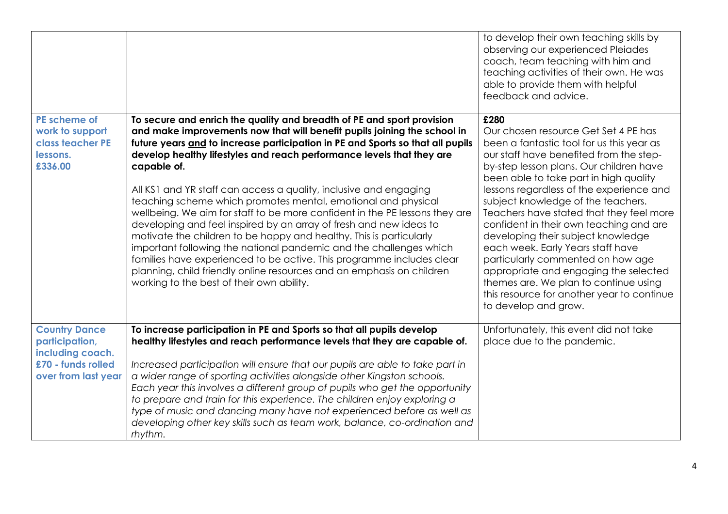| | | |
|---|---|---|
| | | to develop their own teaching skills by observing our experienced Pleiades coach, team teaching with him and teaching activities of their own. He was able to provide them with helpful feedback and advice. |
| **PE scheme of work to support class teacher PE lessons. £336.00** | **To secure and enrich the quality and breadth of PE and sport provision and make improvements now that will benefit pupils joining the school in future years <u>and</u> to increase participation in PE and Sports so that all pupils develop healthy lifestyles and reach performance levels that they are capable of.**<br><br>All KS1 and YR staff can access a quality, inclusive and engaging teaching scheme which promotes mental, emotional and physical wellbeing. We aim for staff to be more confident in the PE lessons they are developing and feel inspired by an array of fresh and new ideas to motivate the children to be happy and healthy. This is particularly important following the national pandemic and the challenges which families have experienced to be active. This programme includes clear planning, child friendly online resources and an emphasis on children working to the best of their own ability. | **£280**<br>Our chosen resource Get Set 4 PE has been a fantastic tool for us this year as our staff have benefited from the step-by-step lesson plans. Our children have been able to take part in high quality lessons regardless of the experience and subject knowledge of the teachers. Teachers have stated that they feel more confident in their own teaching and are developing their subject knowledge each week. Early Years staff have particularly commented on how age appropriate and engaging the selected themes are. We plan to continue using this resource for another year to continue to develop and grow. |
| **Country Dance participation, including coach. £70 - funds rolled over from last year** | **To increase participation in PE and Sports so that all pupils develop healthy lifestyles and reach performance levels that they are capable of.**<br><br>*Increased participation will ensure that our pupils are able to take part in a wider range of sporting activities alongside other Kingston schools. Each year this involves a different group of pupils who get the opportunity to prepare and train for this experience. The children enjoy exploring a type of music and dancing many have not experienced before as well as developing other key skills such as team work, balance, co-ordination and rhythm.* | Unfortunately, this event did not take place due to the pandemic. |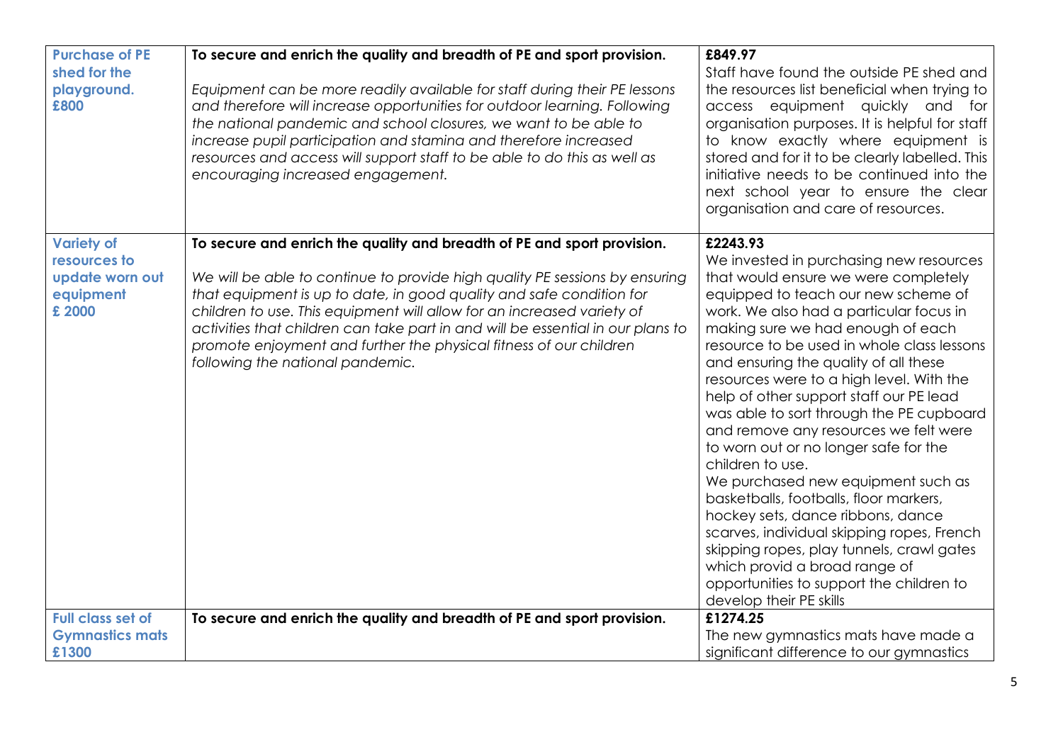| | | |
|---|---|---|
| **Purchase of PE shed for the playground. £800** | **To secure and enrich the quality and breadth of PE and sport provision.**<br><br>*Equipment can be more readily available for staff during their PE lessons and therefore will increase opportunities for outdoor learning. Following the national pandemic and school closures, we want to be able to increase pupil participation and stamina and therefore increased resources and access will support staff to be able to do this as well as encouraging increased engagement.* | **£849.97**<br>Staff have found the outside PE shed and the resources list beneficial when trying to access equipment quickly and for organisation purposes. It is helpful for staff to know exactly where equipment is stored and for it to be clearly labelled. This initiative needs to be continued into the next school year to ensure the clear organisation and care of resources. |
| **Variety of resources to update worn out equipment £ 2000** | **To secure and enrich the quality and breadth of PE and sport provision.**<br><br>*We will be able to continue to provide high quality PE sessions by ensuring that equipment is up to date, in good quality and safe condition for children to use. This equipment will allow for an increased variety of activities that children can take part in and will be essential in our plans to promote enjoyment and further the physical fitness of our children following the national pandemic.* | **£2243.93**<br>We invested in purchasing new resources that would ensure we were completely equipped to teach our new scheme of work. We also had a particular focus in making sure we had enough of each resource to be used in whole class lessons and ensuring the quality of all these resources were to a high level. With the help of other support staff our PE lead was able to sort through the PE cupboard and remove any resources we felt were to worn out or no longer safe for the children to use.<br>We purchased new equipment such as basketballs, footballs, floor markers, hockey sets, dance ribbons, dance scarves, individual skipping ropes, French skipping ropes, play tunnels, crawl gates which provid a broad range of opportunities to support the children to develop their PE skills |
| **Full class set of Gymnastics mats £1300** | **To secure and enrich the quality and breadth of PE and sport provision.** | **£1274.25**<br>The new gymnastics mats have made a significant difference to our gymnastics |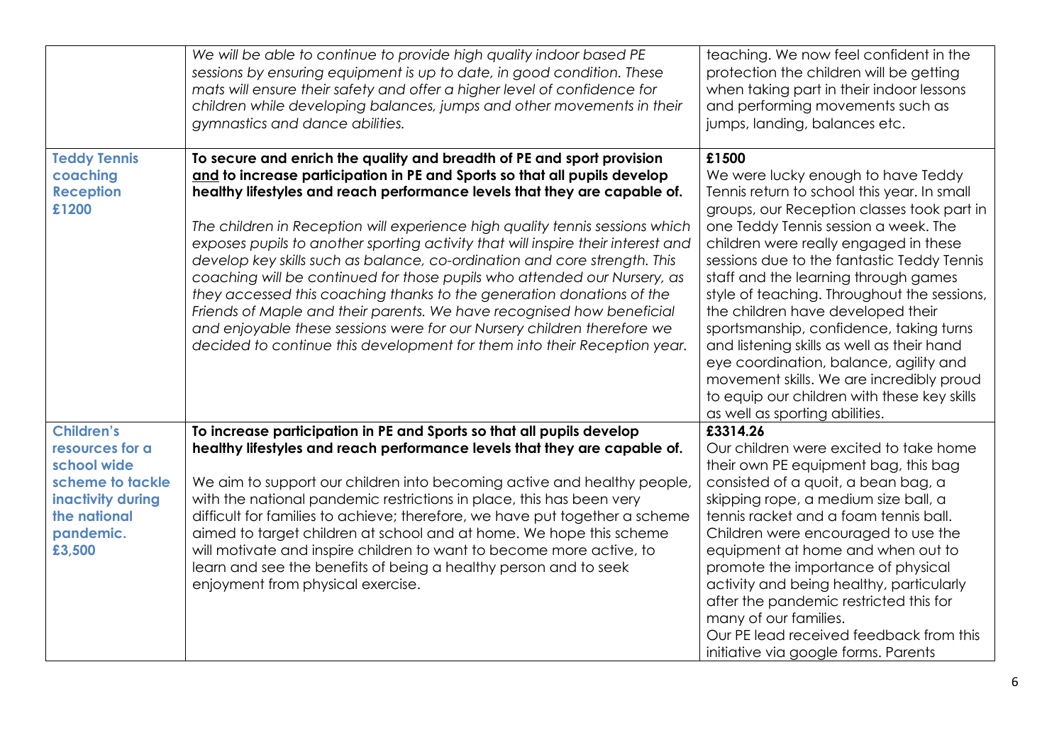| | | |
|---|---|---|
| | *We will be able to continue to provide high quality indoor based PE sessions by ensuring equipment is up to date, in good condition. These mats will ensure their safety and offer a higher level of confidence for children while developing balances, jumps and other movements in their gymnastics and dance abilities.* | teaching. We now feel confident in the protection the children will be getting when taking part in their indoor lessons and performing movements such as jumps, landing, balances etc. |
| **Teddy Tennis coaching Reception £1200** | **To secure and enrich the quality and breadth of PE and sport provision <u>and</u> to increase participation in PE and Sports so that all pupils develop healthy lifestyles and reach performance levels that they are capable of.**<br><br>*The children in Reception will experience high quality tennis sessions which exposes pupils to another sporting activity that will inspire their interest and develop key skills such as balance, co-ordination and core strength. This coaching will be continued for those pupils who attended our Nursery, as they accessed this coaching thanks to the generation donations of the Friends of Maple and their parents. We have recognised how beneficial and enjoyable these sessions were for our Nursery children therefore we decided to continue this development for them into their Reception year.* | **£1500**<br>We were lucky enough to have Teddy Tennis return to school this year. In small groups, our Reception classes took part in one Teddy Tennis session a week. The children were really engaged in these sessions due to the fantastic Teddy Tennis staff and the learning through games style of teaching. Throughout the sessions, the children have developed their sportsmanship, confidence, taking turns and listening skills as well as their hand eye coordination, balance, agility and movement skills. We are incredibly proud to equip our children with these key skills as well as sporting abilities. |
| **Children's resources for a school wide scheme to tackle inactivity during the national pandemic. £3,500** | **To increase participation in PE and Sports so that all pupils develop healthy lifestyles and reach performance levels that they are capable of.**<br><br>We aim to support our children into becoming active and healthy people, with the national pandemic restrictions in place, this has been very difficult for families to achieve; therefore, we have put together a scheme aimed to target children at school and at home. We hope this scheme will motivate and inspire children to want to become more active, to learn and see the benefits of being a healthy person and to seek enjoyment from physical exercise. | **£3314.26**<br>Our children were excited to take home their own PE equipment bag, this bag consisted of a quoit, a bean bag, a skipping rope, a medium size ball, a tennis racket and a foam tennis ball. Children were encouraged to use the equipment at home and when out to promote the importance of physical activity and being healthy, particularly after the pandemic restricted this for many of our families.<br>Our PE lead received feedback from this initiative via google forms. Parents |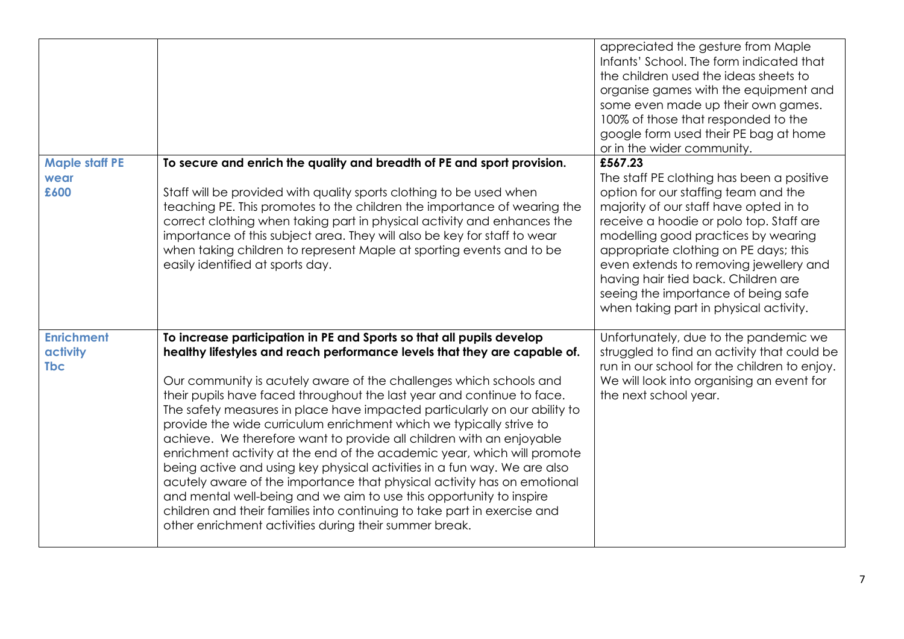| | | |
|---|---|---|
| | | appreciated the gesture from Maple Infants' School. The form indicated that the children used the ideas sheets to organise games with the equipment and some even made up their own games. 100% of those that responded to the google form used their PE bag at home or in the wider community. |
| **Maple staff PE wear £600** | **To secure and enrich the quality and breadth of PE and sport provision.**<br><br>Staff will be provided with quality sports clothing to be used when teaching PE. This promotes to the children the importance of wearing the correct clothing when taking part in physical activity and enhances the importance of this subject area. They will also be key for staff to wear when taking children to represent Maple at sporting events and to be easily identified at sports day. | **£567.23**<br>The staff PE clothing has been a positive option for our staffing team and the majority of our staff have opted in to receive a hoodie or polo top. Staff are modelling good practices by wearing appropriate clothing on PE days; this even extends to removing jewellery and having hair tied back. Children are seeing the importance of being safe when taking part in physical activity. |
| **Enrichment activity Tbc** | **To increase participation in PE and Sports so that all pupils develop healthy lifestyles and reach performance levels that they are capable of.**<br><br>Our community is acutely aware of the challenges which schools and their pupils have faced throughout the last year and continue to face. The safety measures in place have impacted particularly on our ability to provide the wide curriculum enrichment which we typically strive to achieve. We therefore want to provide all children with an enjoyable enrichment activity at the end of the academic year, which will promote being active and using key physical activities in a fun way. We are also acutely aware of the importance that physical activity has on emotional and mental well-being and we aim to use this opportunity to inspire children and their families into continuing to take part in exercise and other enrichment activities during their summer break. | Unfortunately, due to the pandemic we struggled to find an activity that could be run in our school for the children to enjoy. We will look into organising an event for the next school year. |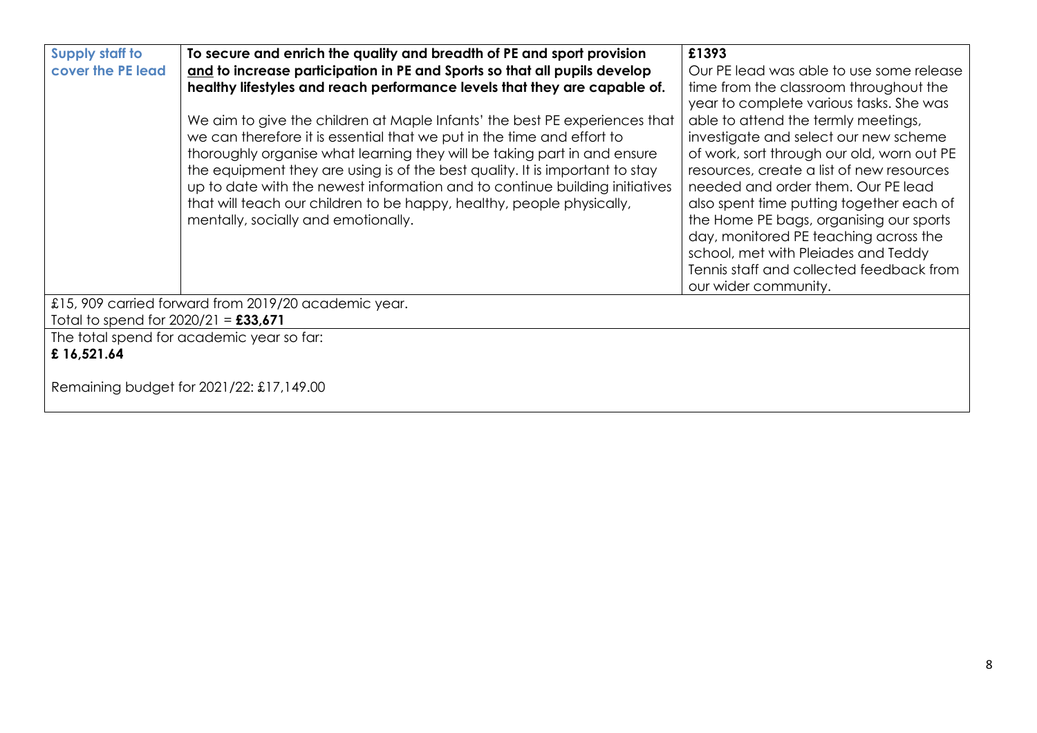| | | |
|---|---|---|
| **Supply staff to cover the PE lead** | **To secure and enrich the quality and breadth of PE and sport provision <u>and</u> to increase participation in PE and Sports so that all pupils develop healthy lifestyles and reach performance levels that they are capable of.**<br><br>We aim to give the children at Maple Infants' the best PE experiences that we can therefore it is essential that we put in the time and effort to thoroughly organise what learning they will be taking part in and ensure the equipment they are using is of the best quality. It is important to stay up to date with the newest information and to continue building initiatives that will teach our children to be happy, healthy, people physically, mentally, socially and emotionally. | **£1393**<br>Our PE lead was able to use some release time from the classroom throughout the year to complete various tasks. She was able to attend the termly meetings, investigate and select our new scheme of work, sort through our old, worn out PE resources, create a list of new resources needed and order them. Our PE lead also spent time putting together each of the Home PE bags, organising our sports day, monitored PE teaching across the school, met with Pleiades and Teddy Tennis staff and collected feedback from our wider community. |
| £15, 909 carried forward from 2019/20 academic year.<br>Total to spend for 2020/21 = **£33,671** | | |
| The total spend for academic year so far:<br>**£ 16,521.64**<br><br>Remaining budget for 2021/22: £17,149.00 | | |